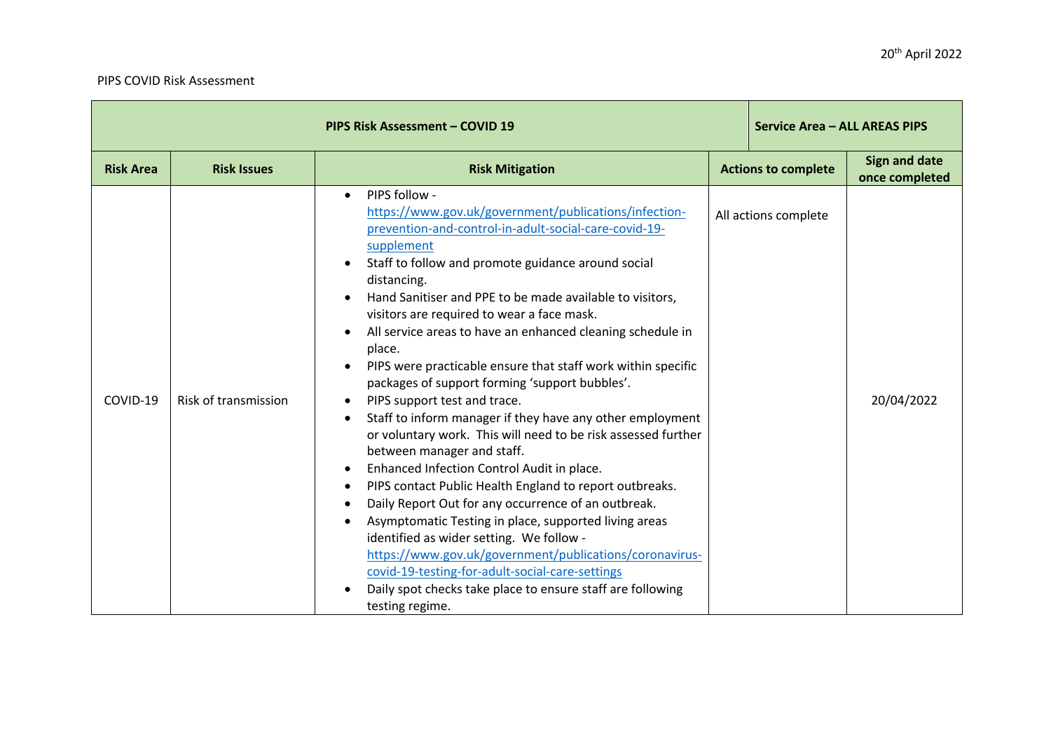20th April 2022

PIPS COVID Risk Assessment

| PIPS Risk Assessment – COVID 19 | | | Service Area – ALL AREAS PIPS | |
|---|---|---|---|---|
| **Risk Area** | **Risk Issues** | **Risk Mitigation** | **Actions to complete** | **Sign and date once completed** |
| COVID-19 | Risk of transmission | • PIPS follow - https://www.gov.uk/government/publications/infection-prevention-and-control-in-adult-social-care-covid-19-supplement<br>• Staff to follow and promote guidance around social distancing.<br>• Hand Sanitiser and PPE to be made available to visitors, visitors are required to wear a face mask.<br>• All service areas to have an enhanced cleaning schedule in place.<br>• PIPS were practicable ensure that staff work within specific packages of support forming 'support bubbles'.<br>• PIPS support test and trace.<br>• Staff to inform manager if they have any other employment or voluntary work. This will need to be risk assessed further between manager and staff.<br>• Enhanced Infection Control Audit in place.<br>• PIPS contact Public Health England to report outbreaks.<br>• Daily Report Out for any occurrence of an outbreak.<br>• Asymptomatic Testing in place, supported living areas identified as wider setting. We follow - https://www.gov.uk/government/publications/coronavirus-covid-19-testing-for-adult-social-care-settings<br>• Daily spot checks take place to ensure staff are following testing regime. | All actions complete | 20/04/2022 |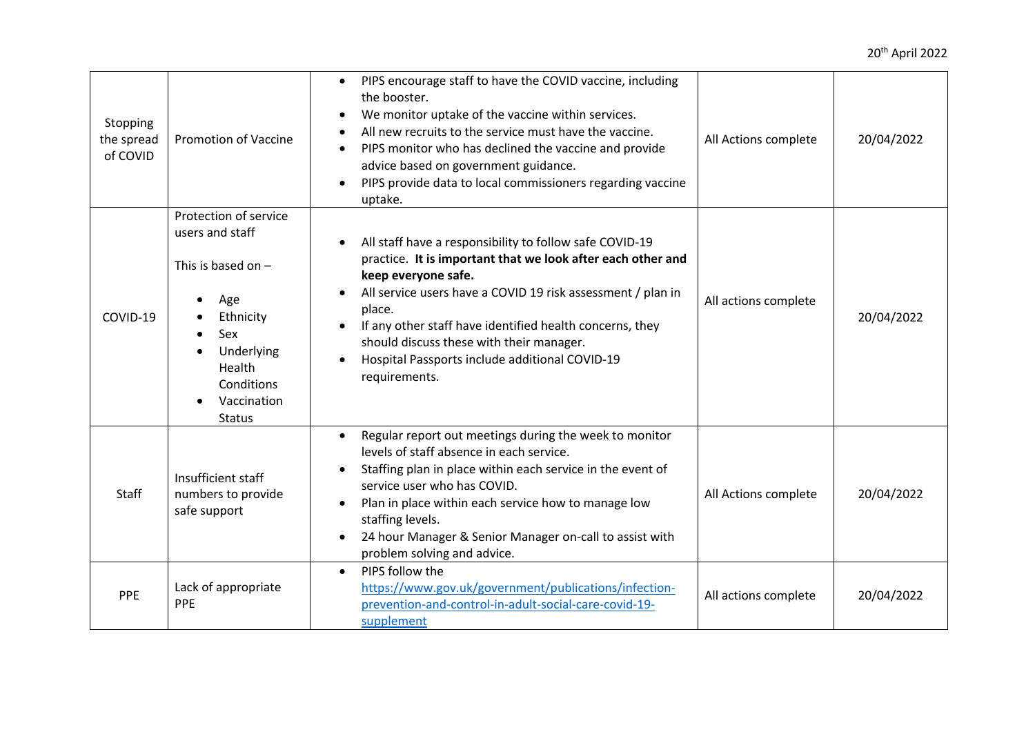20th April 2022

| | | | | |
|---|---|---|---|---|
| Stopping the spread of COVID | Promotion of Vaccine | • PIPS encourage staff to have the COVID vaccine, including the booster.<br>• We monitor uptake of the vaccine within services.<br>• All new recruits to the service must have the vaccine.<br>• PIPS monitor who has declined the vaccine and provide advice based on government guidance.<br>• PIPS provide data to local commissioners regarding vaccine uptake. | All Actions complete | 20/04/2022 |
| COVID-19 | Protection of service users and staff<br><br>This is based on –<br><br>• Age<br>• Ethnicity<br>• Sex<br>• Underlying Health Conditions<br>• Vaccination Status | • All staff have a responsibility to follow safe COVID-19 practice. **It is important that we look after each other and keep everyone safe.**<br>• All service users have a COVID 19 risk assessment / plan in place.<br>• If any other staff have identified health concerns, they should discuss these with their manager.<br>• Hospital Passports include additional COVID-19 requirements. | All actions complete | 20/04/2022 |
| Staff | Insufficient staff numbers to provide safe support | • Regular report out meetings during the week to monitor levels of staff absence in each service.<br>• Staffing plan in place within each service in the event of service user who has COVID.<br>• Plan in place within each service how to manage low staffing levels.<br>• 24 hour Manager & Senior Manager on-call to assist with problem solving and advice. | All Actions complete | 20/04/2022 |
| PPE | Lack of appropriate PPE | • PIPS follow the https://www.gov.uk/government/publications/infection-prevention-and-control-in-adult-social-care-covid-19-supplement | All actions complete | 20/04/2022 |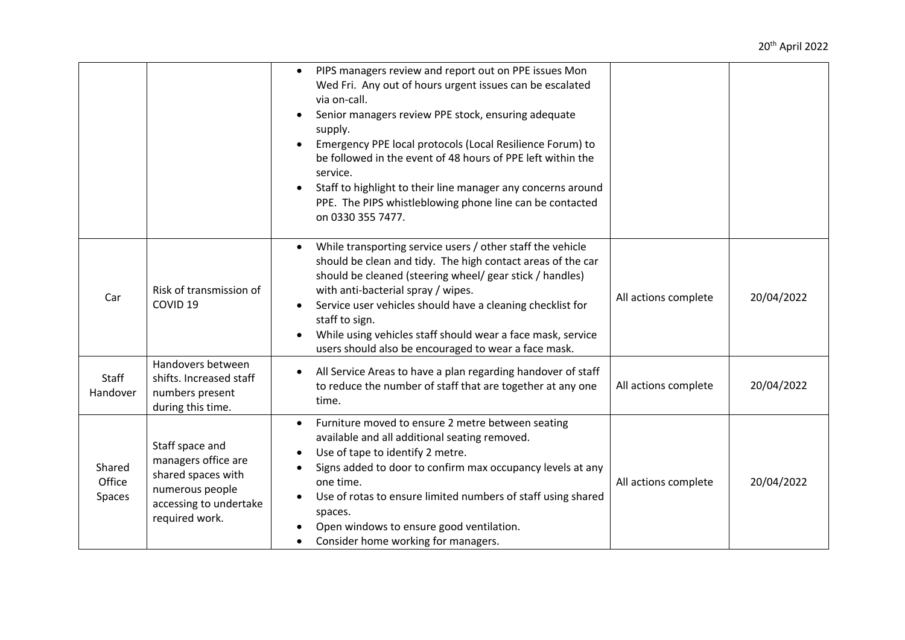| | | | | |
|---|---|---|---|---|
| | | • PIPS managers review and report out on PPE issues Mon Wed Fri. Any out of hours urgent issues can be escalated via on-call.<br>• Senior managers review PPE stock, ensuring adequate supply.<br>• Emergency PPE local protocols (Local Resilience Forum) to be followed in the event of 48 hours of PPE left within the service.<br>• Staff to highlight to their line manager any concerns around PPE. The PIPS whistleblowing phone line can be contacted on 0330 355 7477. | | |
| Car | Risk of transmission of COVID 19 | • While transporting service users / other staff the vehicle should be clean and tidy. The high contact areas of the car should be cleaned (steering wheel/ gear stick / handles) with anti-bacterial spray / wipes.<br>• Service user vehicles should have a cleaning checklist for staff to sign.<br>• While using vehicles staff should wear a face mask, service users should also be encouraged to wear a face mask. | All actions complete | 20/04/2022 |
| Staff Handover | Handovers between shifts. Increased staff numbers present during this time. | • All Service Areas to have a plan regarding handover of staff to reduce the number of staff that are together at any one time. | All actions complete | 20/04/2022 |
| Shared Office Spaces | Staff space and managers office are shared spaces with numerous people accessing to undertake required work. | • Furniture moved to ensure 2 metre between seating available and all additional seating removed.<br>• Use of tape to identify 2 metre.<br>• Signs added to door to confirm max occupancy levels at any one time.<br>• Use of rotas to ensure limited numbers of staff using shared spaces.<br>• Open windows to ensure good ventilation.<br>• Consider home working for managers. | All actions complete | 20/04/2022 |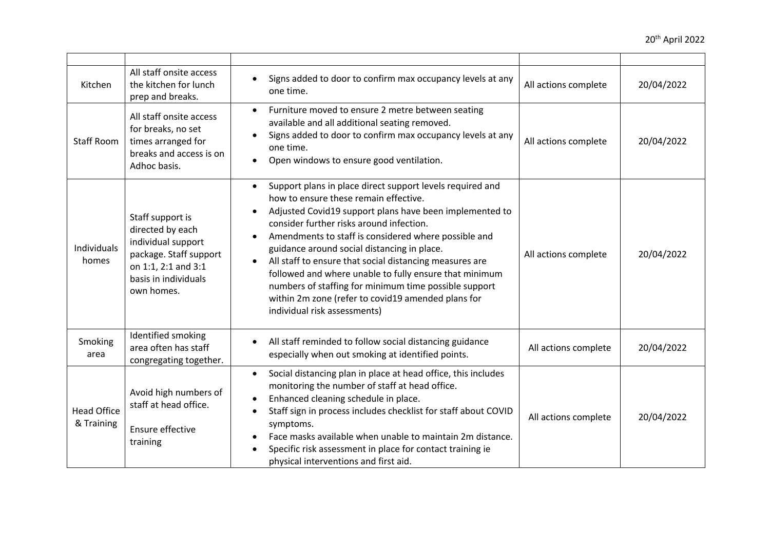20[th] April 2022

| | | | | |
|---|---|---|---|---|
| Kitchen | All staff onsite access the kitchen for lunch prep and breaks. | • Signs added to door to confirm max occupancy levels at any one time. | All actions complete | 20/04/2022 |
| Staff Room | All staff onsite access for breaks, no set times arranged for breaks and access is on Adhoc basis. | • Furniture moved to ensure 2 metre between seating available and all additional seating removed.<br>• Signs added to door to confirm max occupancy levels at any one time.<br>• Open windows to ensure good ventilation. | All actions complete | 20/04/2022 |
| Individuals homes | Staff support is directed by each individual support package. Staff support on 1:1, 2:1 and 3:1 basis in individuals own homes. | • Support plans in place direct support levels required and how to ensure these remain effective.<br>• Adjusted Covid19 support plans have been implemented to consider further risks around infection.<br>• Amendments to staff is considered where possible and guidance around social distancing in place.<br>• All staff to ensure that social distancing measures are followed and where unable to fully ensure that minimum numbers of staffing for minimum time possible support within 2m zone (refer to covid19 amended plans for individual risk assessments) | All actions complete | 20/04/2022 |
| Smoking area | Identified smoking area often has staff congregating together. | • All staff reminded to follow social distancing guidance especially when out smoking at identified points. | All actions complete | 20/04/2022 |
| Head Office & Training | Avoid high numbers of staff at head office.<br><br>Ensure effective training | • Social distancing plan in place at head office, this includes monitoring the number of staff at head office.<br>• Enhanced cleaning schedule in place.<br>• Staff sign in process includes checklist for staff about COVID symptoms.<br>• Face masks available when unable to maintain 2m distance.<br>• Specific risk assessment in place for contact training ie physical interventions and first aid. | All actions complete | 20/04/2022 |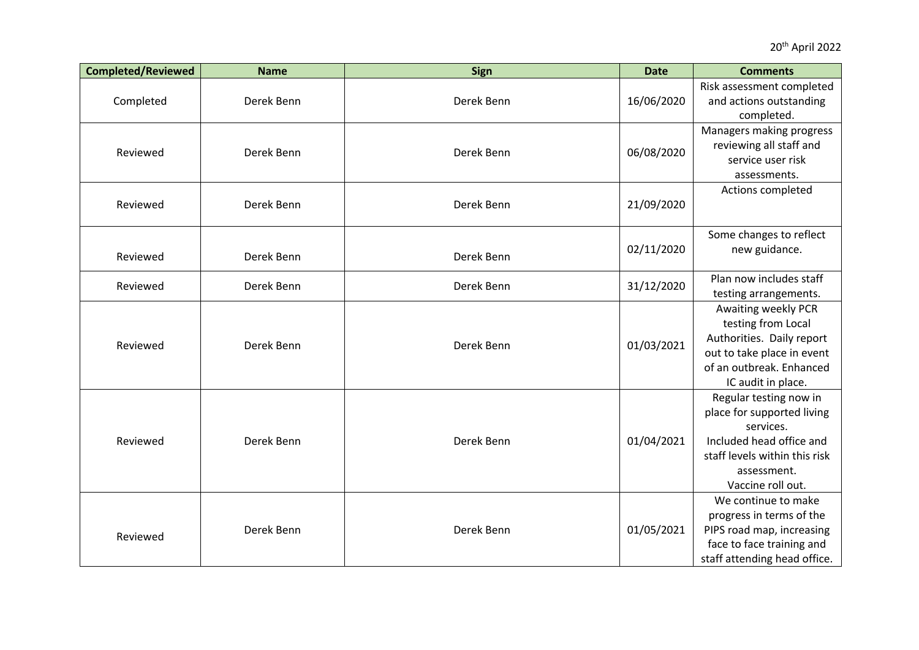20th April 2022

| Completed/Reviewed | Name | Sign | Date | Comments |
|---|---|---|---|---|
| Completed | Derek Benn | Derek Benn | 16/06/2020 | Risk assessment completed and actions outstanding completed. |
| Reviewed | Derek Benn | Derek Benn | 06/08/2020 | Managers making progress reviewing all staff and service user risk assessments. |
| Reviewed | Derek Benn | Derek Benn | 21/09/2020 | Actions completed |
| Reviewed | Derek Benn | Derek Benn | 02/11/2020 | Some changes to reflect new guidance. |
| Reviewed | Derek Benn | Derek Benn | 31/12/2020 | Plan now includes staff testing arrangements. |
| Reviewed | Derek Benn | Derek Benn | 01/03/2021 | Awaiting weekly PCR testing from Local Authorities. Daily report out to take place in event of an outbreak. Enhanced IC audit in place. |
| Reviewed | Derek Benn | Derek Benn | 01/04/2021 | Regular testing now in place for supported living services. Included head office and staff levels within this risk assessment. Vaccine roll out. |
| Reviewed | Derek Benn | Derek Benn | 01/05/2021 | We continue to make progress in terms of the PIPS road map, increasing face to face training and staff attending head office. |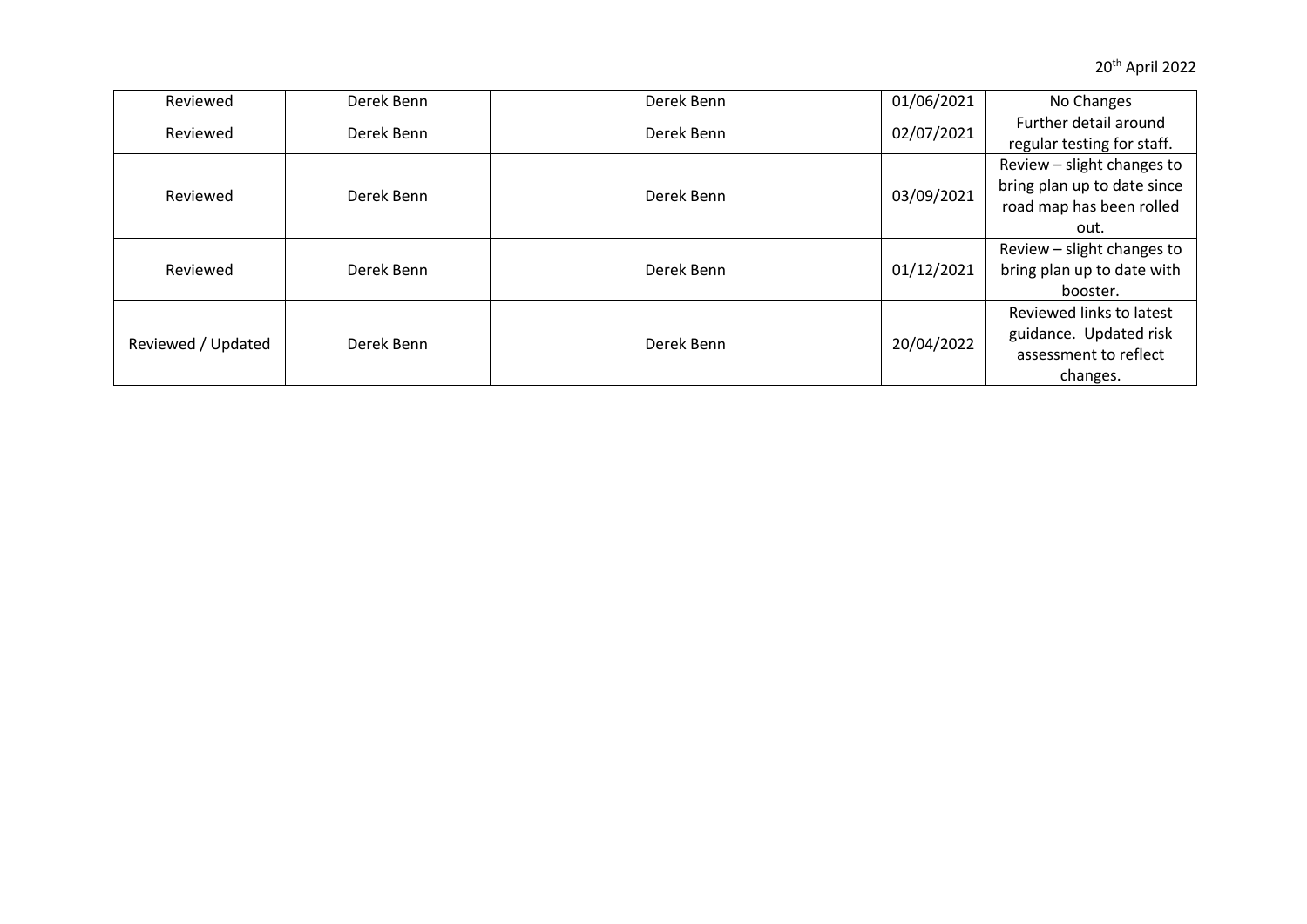20th April 2022

| | | | | |
|---|---|---|---|---|
| Reviewed | Derek Benn | Derek Benn | 01/06/2021 | No Changes |
| Reviewed | Derek Benn | Derek Benn | 02/07/2021 | Further detail around regular testing for staff. |
| Reviewed | Derek Benn | Derek Benn | 03/09/2021 | Review – slight changes to bring plan up to date since road map has been rolled out. |
| Reviewed | Derek Benn | Derek Benn | 01/12/2021 | Review – slight changes to bring plan up to date with booster. |
| Reviewed / Updated | Derek Benn | Derek Benn | 20/04/2022 | Reviewed links to latest guidance. Updated risk assessment to reflect changes. |